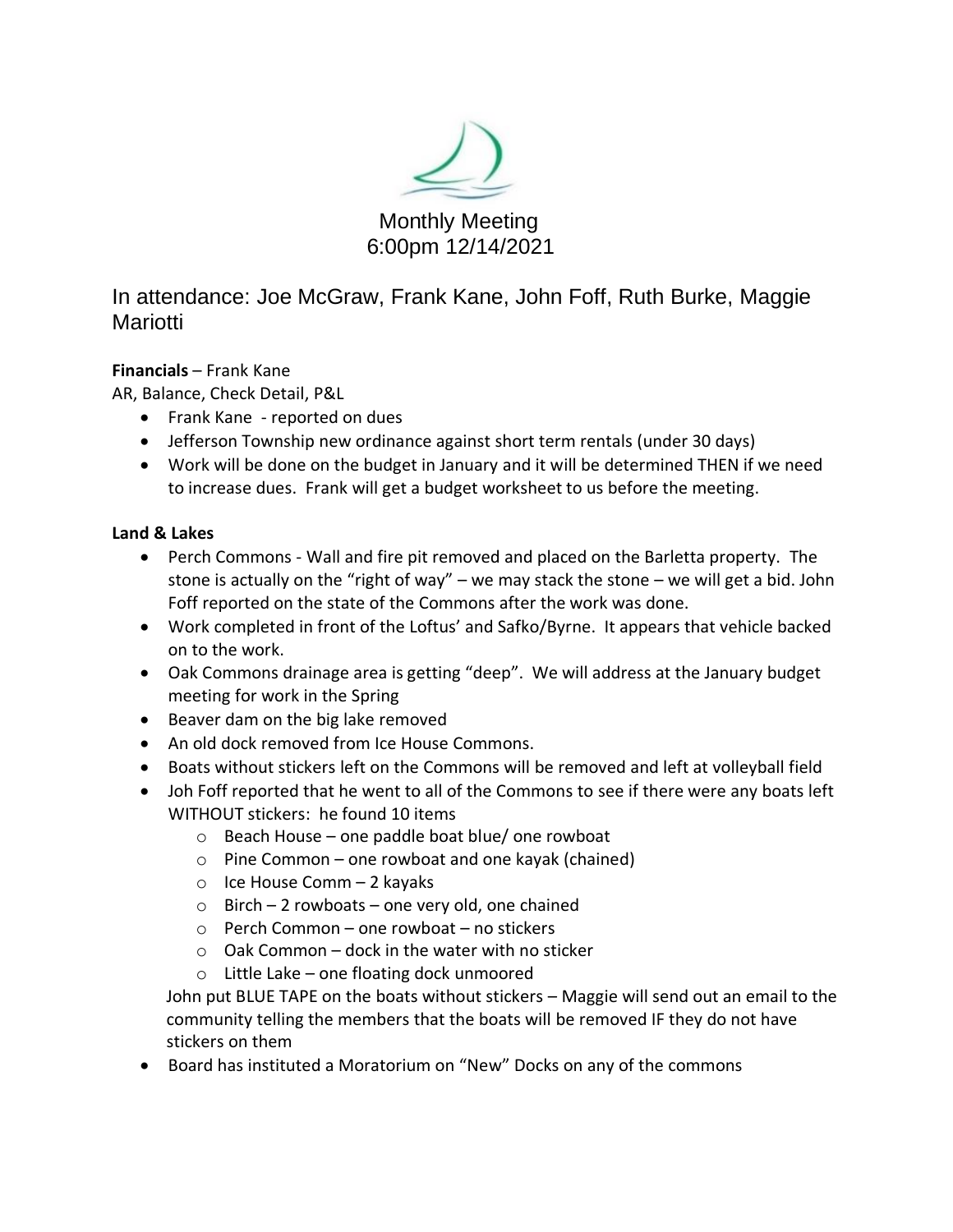# Monthly Meeting
## 6:00pm 12/14/2021

In attendance: Joe McGraw, Frank Kane, John Foff, Ruth Burke, Maggie Mariotti

**Financials** – Frank Kane

AR, Balance, Check Detail, P&L

- Frank Kane - reported on dues
- Jefferson Township new ordinance against short term rentals (under 30 days)
- Work will be done on the budget in January and it will be determined THEN if we need to increase dues. Frank will get a budget worksheet to us before the meeting.

**Land & Lakes**

- Perch Commons - Wall and fire pit removed and placed on the Barletta property. The stone is actually on the "right of way" – we may stack the stone – we will get a bid. John Foff reported on the state of the Commons after the work was done.
- Work completed in front of the Loftus' and Safko/Byrne. It appears that vehicle backed on to the work.
- Oak Commons drainage area is getting "deep". We will address at the January budget meeting for work in the Spring
- Beaver dam on the big lake removed
- An old dock removed from Ice House Commons.
- Boats without stickers left on the Commons will be removed and left at volleyball field
- Joh Foff reported that he went to all of the Commons to see if there were any boats left WITHOUT stickers: he found 10 items
  - Beach House – one paddle boat blue/ one rowboat
  - Pine Common – one rowboat and one kayak (chained)
  - Ice House Comm – 2 kayaks
  - Birch – 2 rowboats – one very old, one chained
  - Perch Common – one rowboat – no stickers
  - Oak Common – dock in the water with no sticker
  - Little Lake – one floating dock unmoored

  John put BLUE TAPE on the boats without stickers – Maggie will send out an email to the community telling the members that the boats will be removed IF they do not have stickers on them
- Board has instituted a Moratorium on "New" Docks on any of the commons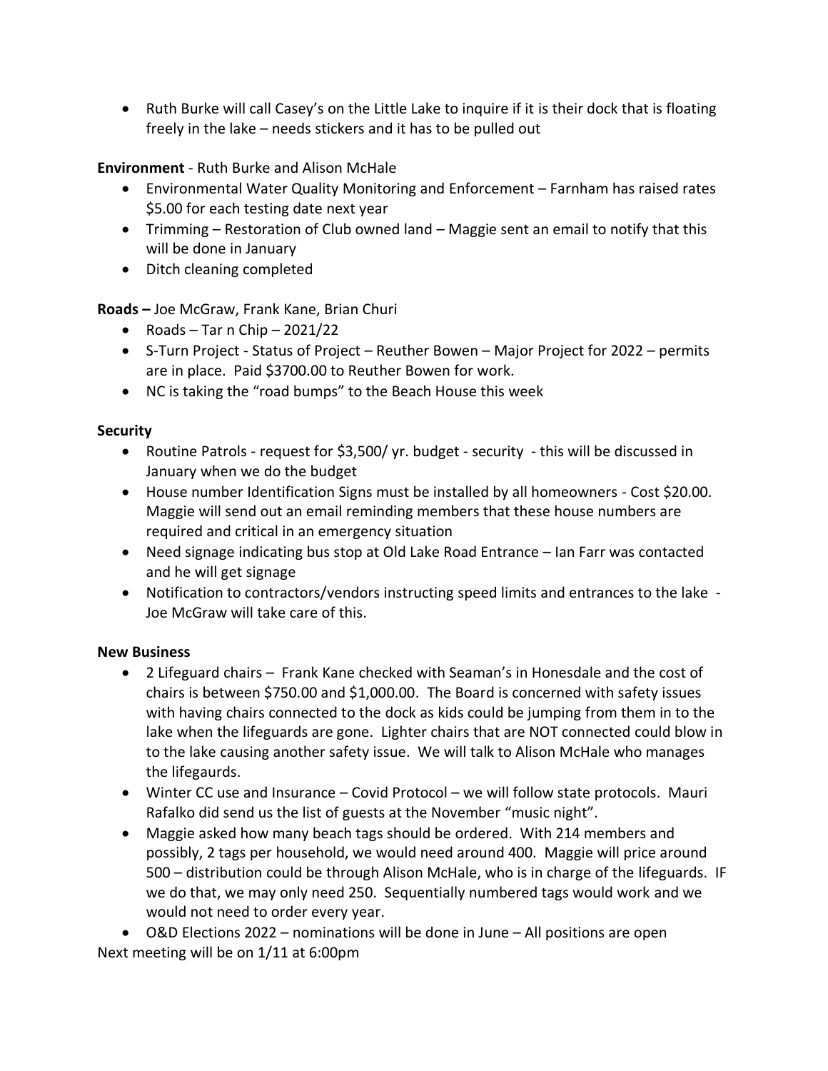- Ruth Burke will call Casey's on the Little Lake to inquire if it is their dock that is floating freely in the lake – needs stickers and it has to be pulled out

**Environment** - Ruth Burke and Alison McHale

- Environmental Water Quality Monitoring and Enforcement – Farnham has raised rates \$5.00 for each testing date next year
- Trimming – Restoration of Club owned land – Maggie sent an email to notify that this will be done in January
- Ditch cleaning completed

**Roads –** Joe McGraw, Frank Kane, Brian Churi

- Roads – Tar n Chip – 2021/22
- S-Turn Project - Status of Project – Reuther Bowen – Major Project for 2022 – permits are in place. Paid \$3700.00 to Reuther Bowen for work.
- NC is taking the "road bumps" to the Beach House this week

**Security**

- Routine Patrols - request for \$3,500/ yr. budget - security - this will be discussed in January when we do the budget
- House number Identification Signs must be installed by all homeowners - Cost \$20.00. Maggie will send out an email reminding members that these house numbers are required and critical in an emergency situation
- Need signage indicating bus stop at Old Lake Road Entrance – Ian Farr was contacted and he will get signage
- Notification to contractors/vendors instructing speed limits and entrances to the lake - Joe McGraw will take care of this.

**New Business**

- 2 Lifeguard chairs – Frank Kane checked with Seaman's in Honesdale and the cost of chairs is between \$750.00 and \$1,000.00. The Board is concerned with safety issues with having chairs connected to the dock as kids could be jumping from them in to the lake when the lifeguards are gone. Lighter chairs that are NOT connected could blow in to the lake causing another safety issue. We will talk to Alison McHale who manages the lifegaurds.
- Winter CC use and Insurance – Covid Protocol – we will follow state protocols. Mauri Rafalko did send us the list of guests at the November "music night".
- Maggie asked how many beach tags should be ordered. With 214 members and possibly, 2 tags per household, we would need around 400. Maggie will price around 500 – distribution could be through Alison McHale, who is in charge of the lifeguards. IF we do that, we may only need 250. Sequentially numbered tags would work and we would not need to order every year.
- O&D Elections 2022 – nominations will be done in June – All positions are open

Next meeting will be on 1/11 at 6:00pm